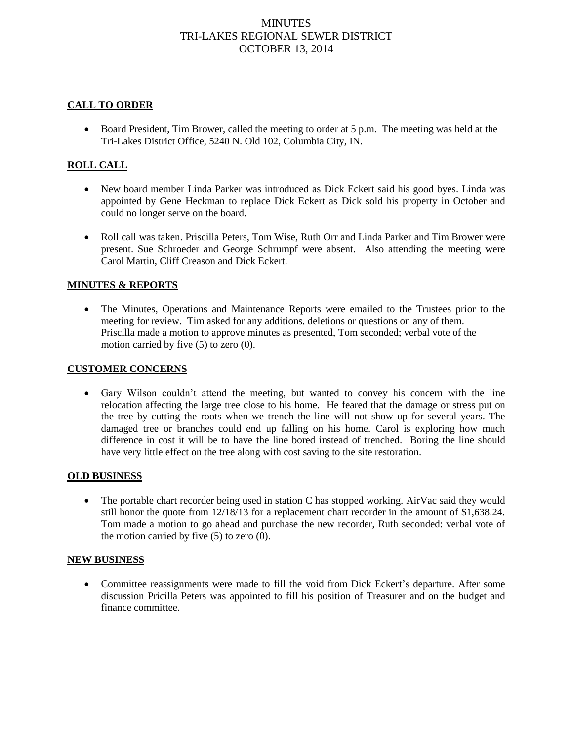# MINUTES
# TRI-LAKES REGIONAL SEWER DISTRICT
# OCTOBER 13, 2014

## CALL TO ORDER

- Board President, Tim Brower, called the meeting to order at 5 p.m. The meeting was held at the Tri-Lakes District Office, 5240 N. Old 102, Columbia City, IN.

## ROLL CALL

- New board member Linda Parker was introduced as Dick Eckert said his good byes. Linda was appointed by Gene Heckman to replace Dick Eckert as Dick sold his property in October and could no longer serve on the board.

- Roll call was taken. Priscilla Peters, Tom Wise, Ruth Orr and Linda Parker and Tim Brower were present. Sue Schroeder and George Schrumpf were absent. Also attending the meeting were Carol Martin, Cliff Creason and Dick Eckert.

## MINUTES & REPORTS

- The Minutes, Operations and Maintenance Reports were emailed to the Trustees prior to the meeting for review. Tim asked for any additions, deletions or questions on any of them. Priscilla made a motion to approve minutes as presented, Tom seconded; verbal vote of the motion carried by five (5) to zero (0).

## CUSTOMER CONCERNS

- Gary Wilson couldn't attend the meeting, but wanted to convey his concern with the line relocation affecting the large tree close to his home. He feared that the damage or stress put on the tree by cutting the roots when we trench the line will not show up for several years. The damaged tree or branches could end up falling on his home. Carol is exploring how much difference in cost it will be to have the line bored instead of trenched. Boring the line should have very little effect on the tree along with cost saving to the site restoration.

## OLD BUSINESS

- The portable chart recorder being used in station C has stopped working. AirVac said they would still honor the quote from 12/18/13 for a replacement chart recorder in the amount of $1,638.24. Tom made a motion to go ahead and purchase the new recorder, Ruth seconded: verbal vote of the motion carried by five (5) to zero (0).

## NEW BUSINESS

- Committee reassignments were made to fill the void from Dick Eckert's departure. After some discussion Pricilla Peters was appointed to fill his position of Treasurer and on the budget and finance committee.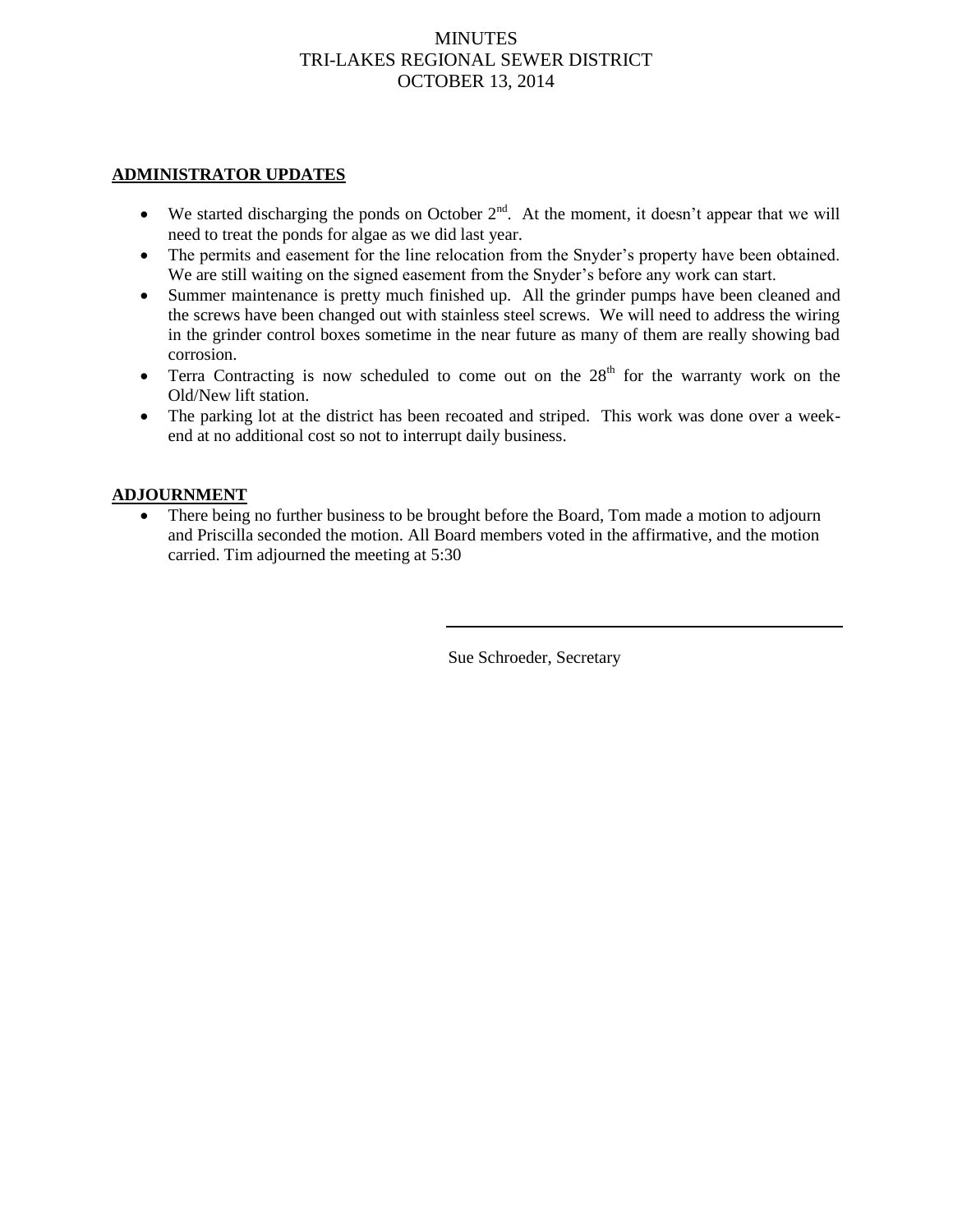MINUTES
TRI-LAKES REGIONAL SEWER DISTRICT
OCTOBER 13, 2014

## ADMINISTRATOR UPDATES

- We started discharging the ponds on October 2nd. At the moment, it doesn't appear that we will need to treat the ponds for algae as we did last year.
- The permits and easement for the line relocation from the Snyder's property have been obtained. We are still waiting on the signed easement from the Snyder's before any work can start.
- Summer maintenance is pretty much finished up. All the grinder pumps have been cleaned and the screws have been changed out with stainless steel screws. We will need to address the wiring in the grinder control boxes sometime in the near future as many of them are really showing bad corrosion.
- Terra Contracting is now scheduled to come out on the 28th for the warranty work on the Old/New lift station.
- The parking lot at the district has been recoated and striped. This work was done over a week-end at no additional cost so not to interrupt daily business.

## ADJOURNMENT

- There being no further business to be brought before the Board, Tom made a motion to adjourn and Priscilla seconded the motion. All Board members voted in the affirmative, and the motion carried. Tim adjourned the meeting at 5:30

Sue Schroeder, Secretary